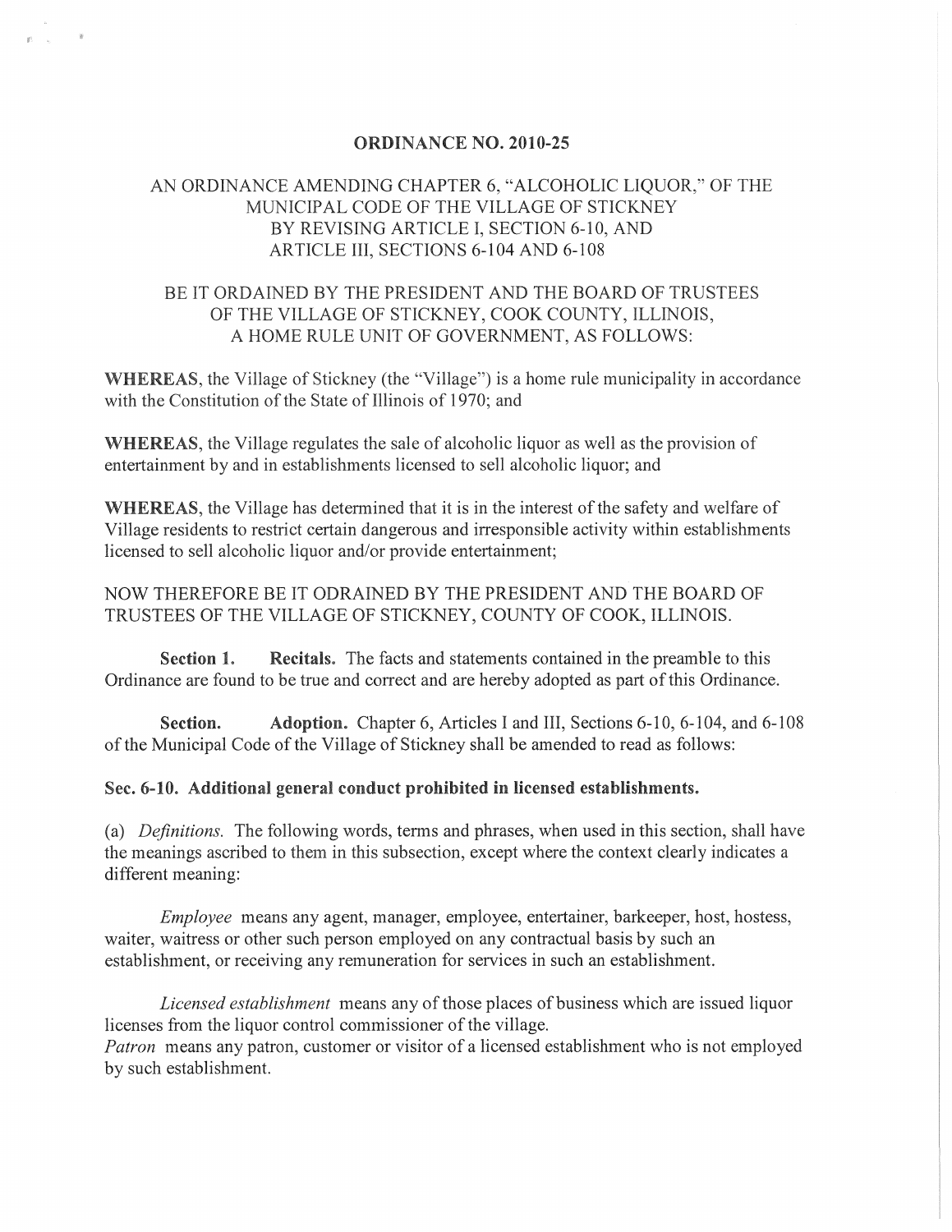# ORDINANCE NO. 2010-25

## AN ORDINANCE AMENDING CHAPTER 6, "ALCOHOLIC LIQUOR," OF THE MUNICIPAL CODE OF THE VILLAGE OF STICKNEY BY REVISING ARTICLE I, SECTION 6-10, AND ARTICLE III, SECTIONS 6-104 AND 6-108

BE IT ORDAINED BY THE PRESIDENT AND THE BOARD OF TRUSTEES OF THE VILLAGE OF STICKNEY, COOK COUNTY, ILLINOIS, A HOME RULE UNIT OF GOVERNMENT, AS FOLLOWS:

**WHEREAS**, the Village of Stickney (the "Village") is a home rule municipality in accordance with the Constitution of the State of Illinois of 1970; and

**WHEREAS**, the Village regulates the sale of alcoholic liquor as well as the provision of entertainment by and in establishments licensed to sell alcoholic liquor; and

**WHEREAS**, the Village has determined that it is in the interest of the safety and welfare of Village residents to restrict certain dangerous and irresponsible activity within establishments licensed to sell alcoholic liquor and/or provide entertainment;

NOW THEREFORE BE IT ODRAINED BY THE PRESIDENT AND THE BOARD OF TRUSTEES OF THE VILLAGE OF STICKNEY, COUNTY OF COOK, ILLINOIS.

**Section 1.** **Recitals.** The facts and statements contained in the preamble to this Ordinance are found to be true and correct and are hereby adopted as part of this Ordinance.

**Section.** **Adoption.** Chapter 6, Articles I and III, Sections 6-10, 6-104, and 6-108 of the Municipal Code of the Village of Stickney shall be amended to read as follows:

**Sec. 6-10. Additional general conduct prohibited in licensed establishments.**

(a) *Definitions.* The following words, terms and phrases, when used in this section, shall have the meanings ascribed to them in this subsection, except where the context clearly indicates a different meaning:

*Employee* means any agent, manager, employee, entertainer, barkeeper, host, hostess, waiter, waitress or other such person employed on any contractual basis by such an establishment, or receiving any remuneration for services in such an establishment.

*Licensed establishment* means any of those places of business which are issued liquor licenses from the liquor control commissioner of the village.
*Patron* means any patron, customer or visitor of a licensed establishment who is not employed by such establishment.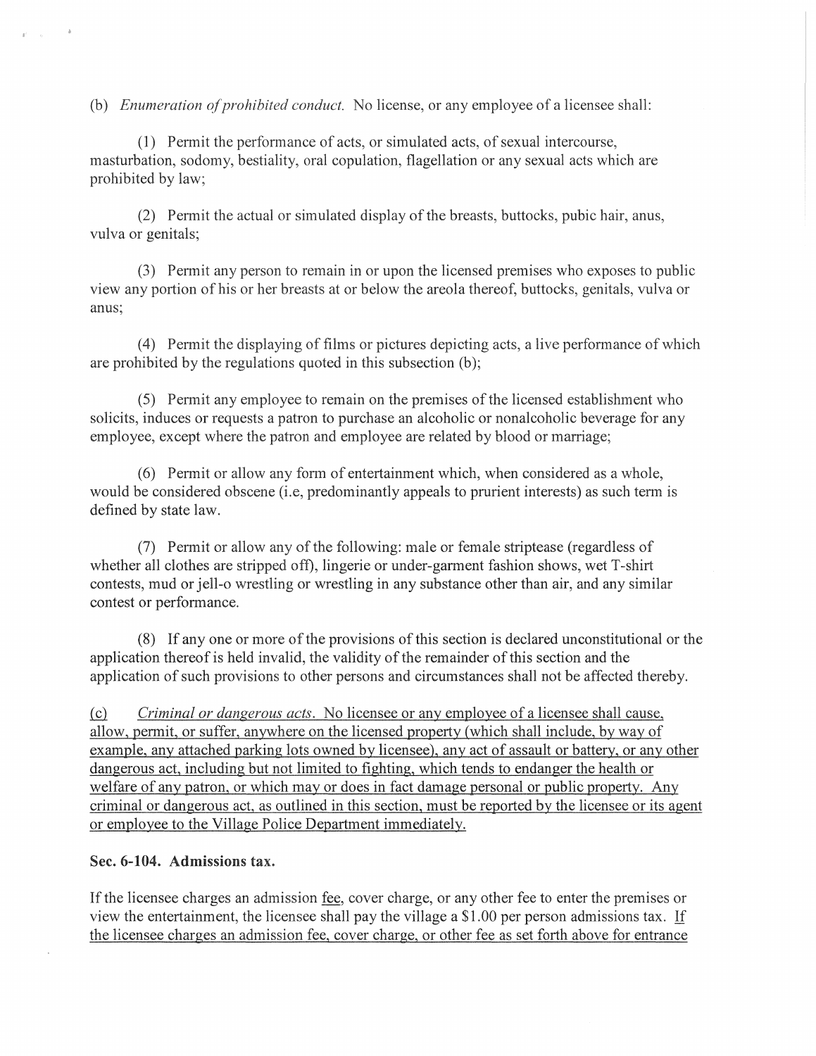(b) *Enumeration of prohibited conduct.* No license, or any employee of a licensee shall:

(1) Permit the performance of acts, or simulated acts, of sexual intercourse, masturbation, sodomy, bestiality, oral copulation, flagellation or any sexual acts which are prohibited by law;

(2) Permit the actual or simulated display of the breasts, buttocks, pubic hair, anus, vulva or genitals;

(3) Permit any person to remain in or upon the licensed premises who exposes to public view any portion of his or her breasts at or below the areola thereof, buttocks, genitals, vulva or anus;

(4) Permit the displaying of films or pictures depicting acts, a live performance of which are prohibited by the regulations quoted in this subsection (b);

(5) Permit any employee to remain on the premises of the licensed establishment who solicits, induces or requests a patron to purchase an alcoholic or nonalcoholic beverage for any employee, except where the patron and employee are related by blood or marriage;

(6) Permit or allow any form of entertainment which, when considered as a whole, would be considered obscene (i.e, predominantly appeals to prurient interests) as such term is defined by state law.

(7) Permit or allow any of the following: male or female striptease (regardless of whether all clothes are stripped off), lingerie or under-garment fashion shows, wet T-shirt contests, mud or jell-o wrestling or wrestling in any substance other than air, and any similar contest or performance.

(8) If any one or more of the provisions of this section is declared unconstitutional or the application thereof is held invalid, the validity of the remainder of this section and the application of such provisions to other persons and circumstances shall not be affected thereby.

<u>(c) *Criminal or dangerous acts.* No licensee or any employee of a licensee shall cause, allow, permit, or suffer, anywhere on the licensed property (which shall include, by way of example, any attached parking lots owned by licensee), any act of assault or battery, or any other dangerous act, including but not limited to fighting, which tends to endanger the health or welfare of any patron, or which may or does in fact damage personal or public property. Any criminal or dangerous act, as outlined in this section, must be reported by the licensee or its agent or employee to the Village Police Department immediately.</u>

**Sec. 6-104. Admissions tax.**

If the licensee charges an admission <u>fee</u>, cover charge, or any other fee to enter the premises or view the entertainment, the licensee shall pay the village a $1.00 per person admissions tax. <u>If the licensee charges an admission fee, cover charge, or other fee as set forth above for entrance</u>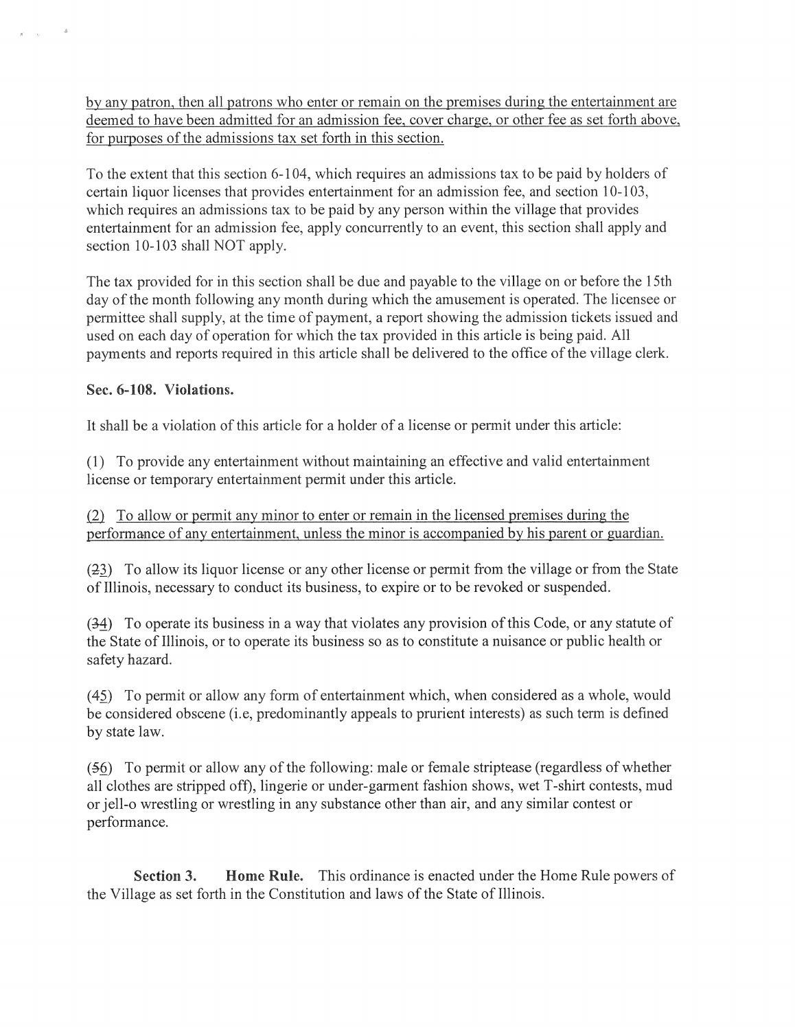by any patron, then all patrons who enter or remain on the premises during the entertainment are deemed to have been admitted for an admission fee, cover charge, or other fee as set forth above, for purposes of the admissions tax set forth in this section.

To the extent that this section 6-104, which requires an admissions tax to be paid by holders of certain liquor licenses that provides entertainment for an admission fee, and section 10-103, which requires an admissions tax to be paid by any person within the village that provides entertainment for an admission fee, apply concurrently to an event, this section shall apply and section 10-103 shall NOT apply.

The tax provided for in this section shall be due and payable to the village on or before the 15th day of the month following any month during which the amusement is operated. The licensee or permittee shall supply, at the time of payment, a report showing the admission tickets issued and used on each day of operation for which the tax provided in this article is being paid. All payments and reports required in this article shall be delivered to the office of the village clerk.

**Sec. 6-108. Violations.**

It shall be a violation of this article for a holder of a license or permit under this article:

(1) To provide any entertainment without maintaining an effective and valid entertainment license or temporary entertainment permit under this article.

(2) To allow or permit any minor to enter or remain in the licensed premises during the performance of any entertainment, unless the minor is accompanied by his parent or guardian.

(~~2~~3) To allow its liquor license or any other license or permit from the village or from the State of Illinois, necessary to conduct its business, to expire or to be revoked or suspended.

(~~3~~4) To operate its business in a way that violates any provision of this Code, or any statute of the State of Illinois, or to operate its business so as to constitute a nuisance or public health or safety hazard.

(~~4~~5) To permit or allow any form of entertainment which, when considered as a whole, would be considered obscene (i.e, predominantly appeals to prurient interests) as such term is defined by state law.

(~~5~~6) To permit or allow any of the following: male or female striptease (regardless of whether all clothes are stripped off), lingerie or under-garment fashion shows, wet T-shirt contests, mud or jell-o wrestling or wrestling in any substance other than air, and any similar contest or performance.

**Section 3. Home Rule.** This ordinance is enacted under the Home Rule powers of the Village as set forth in the Constitution and laws of the State of Illinois.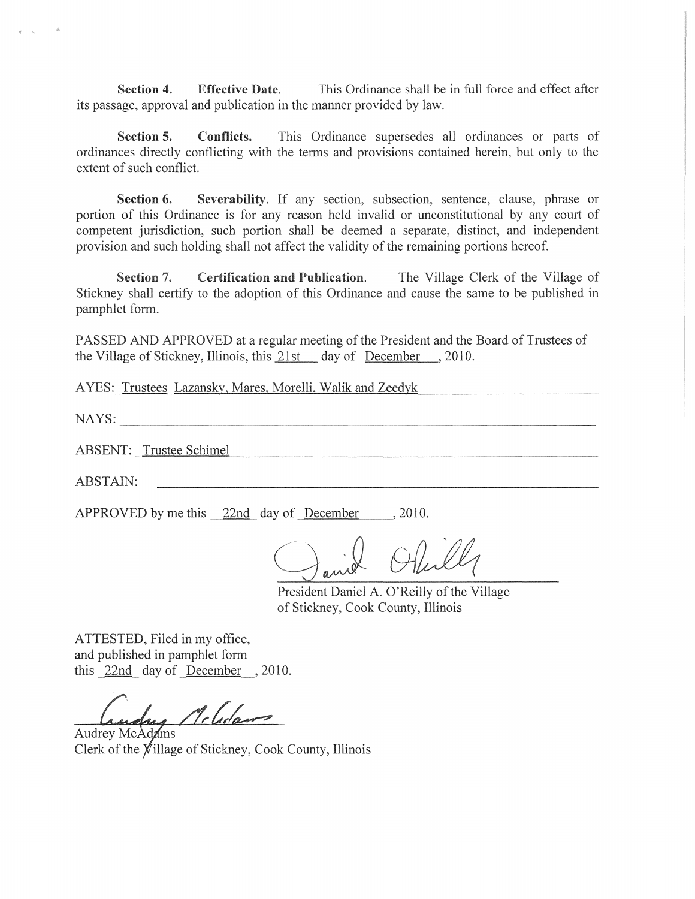**Section 4. Effective Date.** This Ordinance shall be in full force and effect after its passage, approval and publication in the manner provided by law.

**Section 5. Conflicts.** This Ordinance supersedes all ordinances or parts of ordinances directly conflicting with the terms and provisions contained herein, but only to the extent of such conflict.

**Section 6. Severability**. If any section, subsection, sentence, clause, phrase or portion of this Ordinance is for any reason held invalid or unconstitutional by any court of competent jurisdiction, such portion shall be deemed a separate, distinct, and independent provision and such holding shall not affect the validity of the remaining portions hereof.

**Section 7. Certification and Publication**. The Village Clerk of the Village of Stickney shall certify to the adoption of this Ordinance and cause the same to be published in pamphlet form.

PASSED AND APPROVED at a regular meeting of the President and the Board of Trustees of the Village of Stickney, Illinois, this 21st day of December, 2010.

AYES: Trustees Lazansky, Mares, Morelli, Walik and Zeedyk

NAYS: ______

ABSENT: Trustee Schimel

ABSTAIN: ______

APPROVED by me this 22nd day of December, 2010.

Daniel O'Reilly

President Daniel A. O'Reilly of the Village of Stickney, Cook County, Illinois

ATTESTED, Filed in my office, and published in pamphlet form this 22nd day of December, 2010.

Audrey McAdams

Audrey McAdams
Clerk of the Village of Stickney, Cook County, Illinois